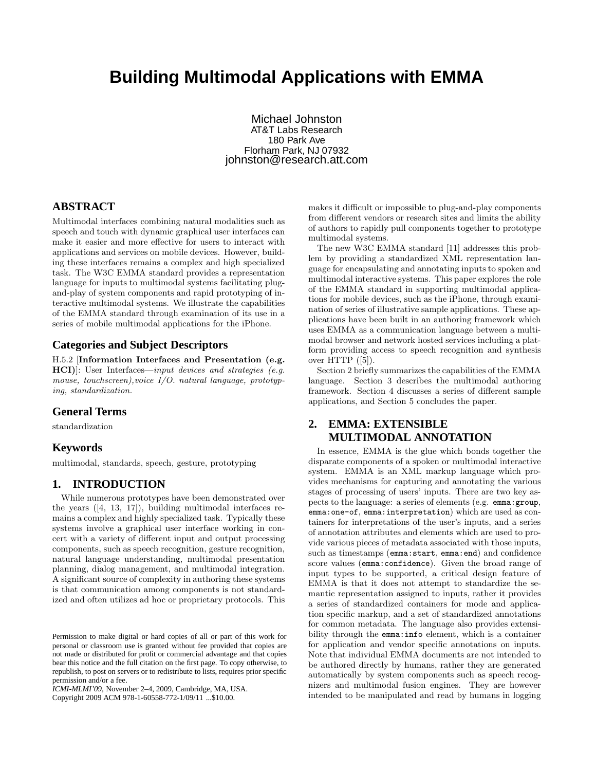# Building Multimodal Applications with EMMA

Michael Johnston
AT&T Labs Research
180 Park Ave
Florham Park, NJ 07932
johnston@research.att.com

## ABSTRACT

Multimodal interfaces combining natural modalities such as speech and touch with dynamic graphical user interfaces can make it easier and more effective for users to interact with applications and services on mobile devices. However, building these interfaces remains a complex and high specialized task. The W3C EMMA standard provides a representation language for inputs to multimodal systems facilitating plug-and-play of system components and rapid prototyping of interactive multimodal systems. We illustrate the capabilities of the EMMA standard through examination of its use in a series of mobile multimodal applications for the iPhone.

### Categories and Subject Descriptors

H.5.2 [**Information Interfaces and Presentation (e.g. HCI)**]: User Interfaces—*input devices and strategies (e.g. mouse, touchscreen),voice I/O. natural language, prototyping, standardization.*

### General Terms

standardization

### Keywords

multimodal, standards, speech, gesture, prototyping

## 1. INTRODUCTION

While numerous prototypes have been demonstrated over the years ([4, 13, 17]), building multimodal interfaces remains a complex and highly specialized task. Typically these systems involve a graphical user interface working in concert with a variety of different input and output processing components, such as speech recognition, gesture recognition, natural language understanding, multimodal presentation planning, dialog management, and multimodal integration. A significant source of complexity in authoring these systems is that communication among components is not standardized and often utilizes ad hoc or proprietary protocols. This makes it difficult or impossible to plug-and-play components from different vendors or research sites and limits the ability of authors to rapidly pull components together to prototype multimodal systems.

The new W3C EMMA standard [11] addresses this problem by providing a standardized XML representation language for encapsulating and annotating inputs to spoken and multimodal interactive systems. This paper explores the role of the EMMA standard in supporting multimodal applications for mobile devices, such as the iPhone, through examination of series of illustrative sample applications. These applications have been built in an authoring framework which uses EMMA as a communication language between a multimodal browser and network hosted services including a platform providing access to speech recognition and synthesis over HTTP ([5]).

Section 2 briefly summarizes the capabilities of the EMMA language. Section 3 describes the multimodal authoring framework. Section 4 discusses a series of different sample applications, and Section 5 concludes the paper.

## 2. EMMA: EXTENSIBLE MULTIMODAL ANNOTATION

In essence, EMMA is the glue which bonds together the disparate components of a spoken or multimodal interactive system. EMMA is an XML markup language which provides mechanisms for capturing and annotating the various stages of processing of users' inputs. There are two key aspects to the language: a series of elements (e.g. `emma:group`, `emma:one-of`, `emma:interpretation`) which are used as containers for interpretations of the user's inputs, and a series of annotation attributes and elements which are used to provide various pieces of metadata associated with those inputs, such as timestamps (`emma:start`, `emma:end`) and confidence score values (`emma:confidence`). Given the broad range of input types to be supported, a critical design feature of EMMA is that it does not attempt to standardize the semantic representation assigned to inputs, rather it provides a series of standardized containers for mode and application specific markup, and a set of standardized annotations for common metadata. The language also provides extensibility through the `emma:info` element, which is a container for application and vendor specific annotations on inputs. Note that individual EMMA documents are not intended to be authored directly by humans, rather they are generated automatically by system components such as speech recognizers and multimodal fusion engines. They are however intended to be manipulated and read by humans in logging

Permission to make digital or hard copies of all or part of this work for personal or classroom use is granted without fee provided that copies are not made or distributed for profit or commercial advantage and that copies bear this notice and the full citation on the first page. To copy otherwise, to republish, to post on servers or to redistribute to lists, requires prior specific permission and/or a fee.
*ICMI-MLMI'09*, November 2–4, 2009, Cambridge, MA, USA.
Copyright 2009 ACM 978-1-60558-772-1/09/11 ...$10.00.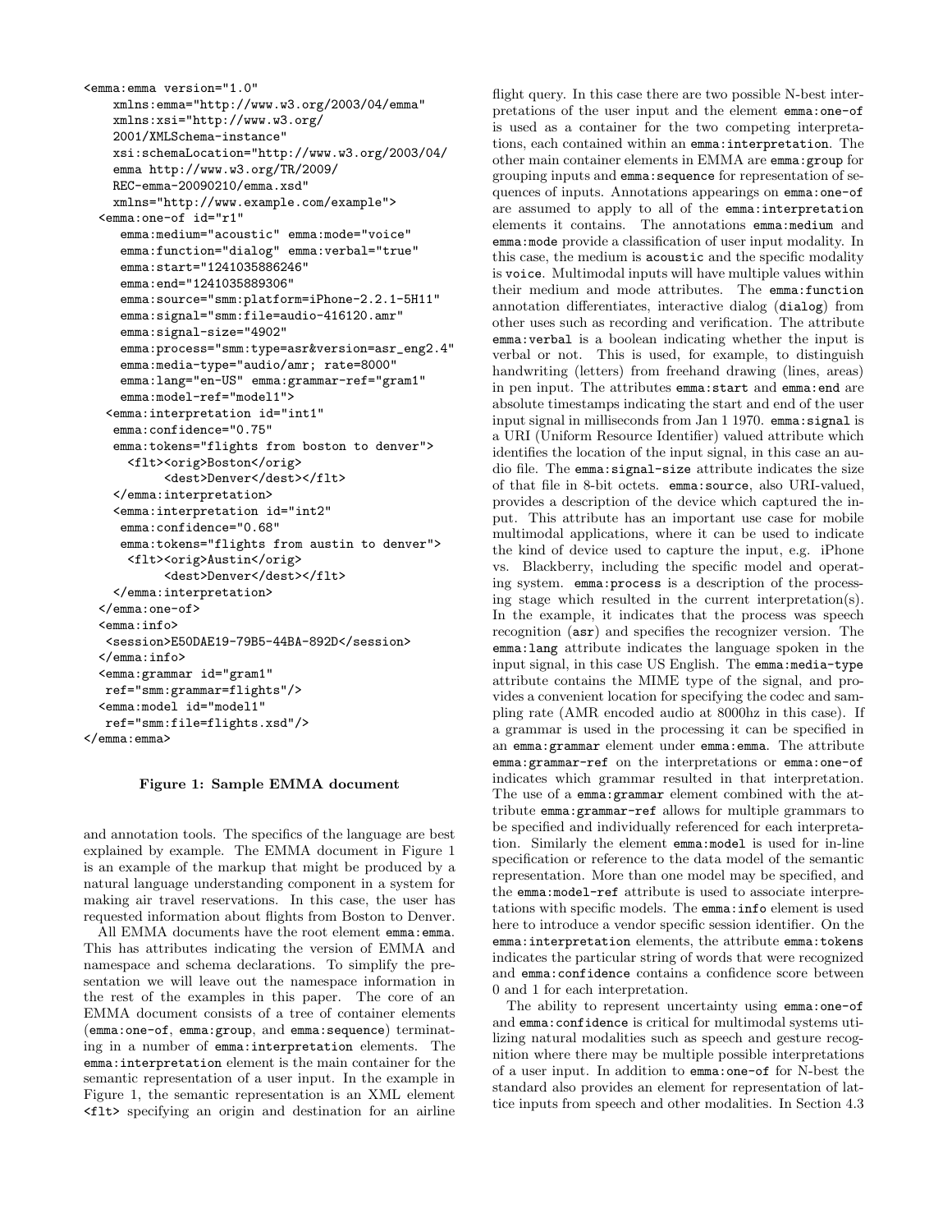```
<emma:emma version="1.0"
    xmlns:emma="http://www.w3.org/2003/04/emma"
    xmlns:xsi="http://www.w3.org/
    2001/XMLSchema-instance"
    xsi:schemaLocation="http://www.w3.org/2003/04/
    emma http://www.w3.org/TR/2009/
    REC-emma-20090210/emma.xsd"
    xmlns="http://www.example.com/example">
  <emma:one-of id="r1"
     emma:medium="acoustic" emma:mode="voice"
     emma:function="dialog" emma:verbal="true"
     emma:start="1241035886246"
     emma:end="1241035889306"
     emma:source="smm:platform=iPhone-2.2.1-5H11"
     emma:signal="smm:file=audio-416120.amr"
     emma:signal-size="4902"
     emma:process="smm:type=asr&version=asr_eng2.4"
     emma:media-type="audio/amr; rate=8000"
     emma:lang="en-US" emma:grammar-ref="gram1"
     emma:model-ref="model1">
   <emma:interpretation id="int1"
    emma:confidence="0.75"
    emma:tokens="flights from boston to denver">
      <flt><orig>Boston</orig>
           <dest>Denver</dest></flt>
    </emma:interpretation>
    <emma:interpretation id="int2"
     emma:confidence="0.68"
     emma:tokens="flights from austin to denver">
      <flt><orig>Austin</orig>
           <dest>Denver</dest></flt>
    </emma:interpretation>
  </emma:one-of>
  <emma:info>
   <session>E50DAE19-79B5-44BA-892D</session>
  </emma:info>
  <emma:grammar id="gram1"
   ref="smm:grammar=flights"/>
  <emma:model id="model1"
   ref="smm:file=flights.xsd"/>
</emma:emma>
```

**Figure 1: Sample EMMA document**

and annotation tools. The specifics of the language are best explained by example. The EMMA document in Figure 1 is an example of the markup that might be produced by a natural language understanding component in a system for making air travel reservations. In this case, the user has requested information about flights from Boston to Denver.

All EMMA documents have the root element emma:emma. This has attributes indicating the version of EMMA and namespace and schema declarations. To simplify the presentation we will leave out the namespace information in the rest of the examples in this paper. The core of an EMMA document consists of a tree of container elements (emma:one-of, emma:group, and emma:sequence) terminating in a number of emma:interpretation elements. The emma:interpretation element is the main container for the semantic representation of a user input. In the example in Figure 1, the semantic representation is an XML element <flt> specifying an origin and destination for an airline flight query. In this case there are two possible N-best interpretations of the user input and the element emma:one-of is used as a container for the two competing interpretations, each contained within an emma:interpretation. The other main container elements in EMMA are emma:group for grouping inputs and emma:sequence for representation of sequences of inputs. Annotations appearings on emma:one-of are assumed to apply to all of the emma:interpretation elements it contains. The annotations emma:medium and emma:mode provide a classification of user input modality. In this case, the medium is acoustic and the specific modality is voice. Multimodal inputs will have multiple values within their medium and mode attributes. The emma:function annotation differentiates, interactive dialog (dialog) from other uses such as recording and verification. The attribute emma:verbal is a boolean indicating whether the input is verbal or not. This is used, for example, to distinguish handwriting (letters) from freehand drawing (lines, areas) in pen input. The attributes emma:start and emma:end are absolute timestamps indicating the start and end of the user input signal in milliseconds from Jan 1 1970. emma:signal is a URI (Uniform Resource Identifier) valued attribute which identifies the location of the input signal, in this case an audio file. The emma:signal-size attribute indicates the size of that file in 8-bit octets. emma:source, also URI-valued, provides a description of the device which captured the input. This attribute has an important use case for mobile multimodal applications, where it can be used to indicate the kind of device used to capture the input, e.g. iPhone vs. Blackberry, including the specific model and operating system. emma:process is a description of the processing stage which resulted in the current interpretation(s). In the example, it indicates that the process was speech recognition (asr) and specifies the recognizer version. The emma:lang attribute indicates the language spoken in the input signal, in this case US English. The emma:media-type attribute contains the MIME type of the signal, and provides a convenient location for specifying the codec and sampling rate (AMR encoded audio at 8000hz in this case). If a grammar is used in the processing it can be specified in an emma:grammar element under emma:emma. The attribute emma:grammar-ref on the interpretations or emma:one-of indicates which grammar resulted in that interpretation. The use of a emma:grammar element combined with the attribute emma:grammar-ref allows for multiple grammars to be specified and individually referenced for each interpretation. Similarly the element emma:model is used for in-line specification or reference to the data model of the semantic representation. More than one model may be specified, and the emma:model-ref attribute is used to associate interpretations with specific models. The emma:info element is used here to introduce a vendor specific session identifier. On the emma:interpretation elements, the attribute emma:tokens indicates the particular string of words that were recognized and emma:confidence contains a confidence score between 0 and 1 for each interpretation.

The ability to represent uncertainty using emma:one-of and emma:confidence is critical for multimodal systems utilizing natural modalities such as speech and gesture recognition where there may be multiple possible interpretations of a user input. In addition to emma:one-of for N-best the standard also provides an element for representation of lattice inputs from speech and other modalities. In Section 4.3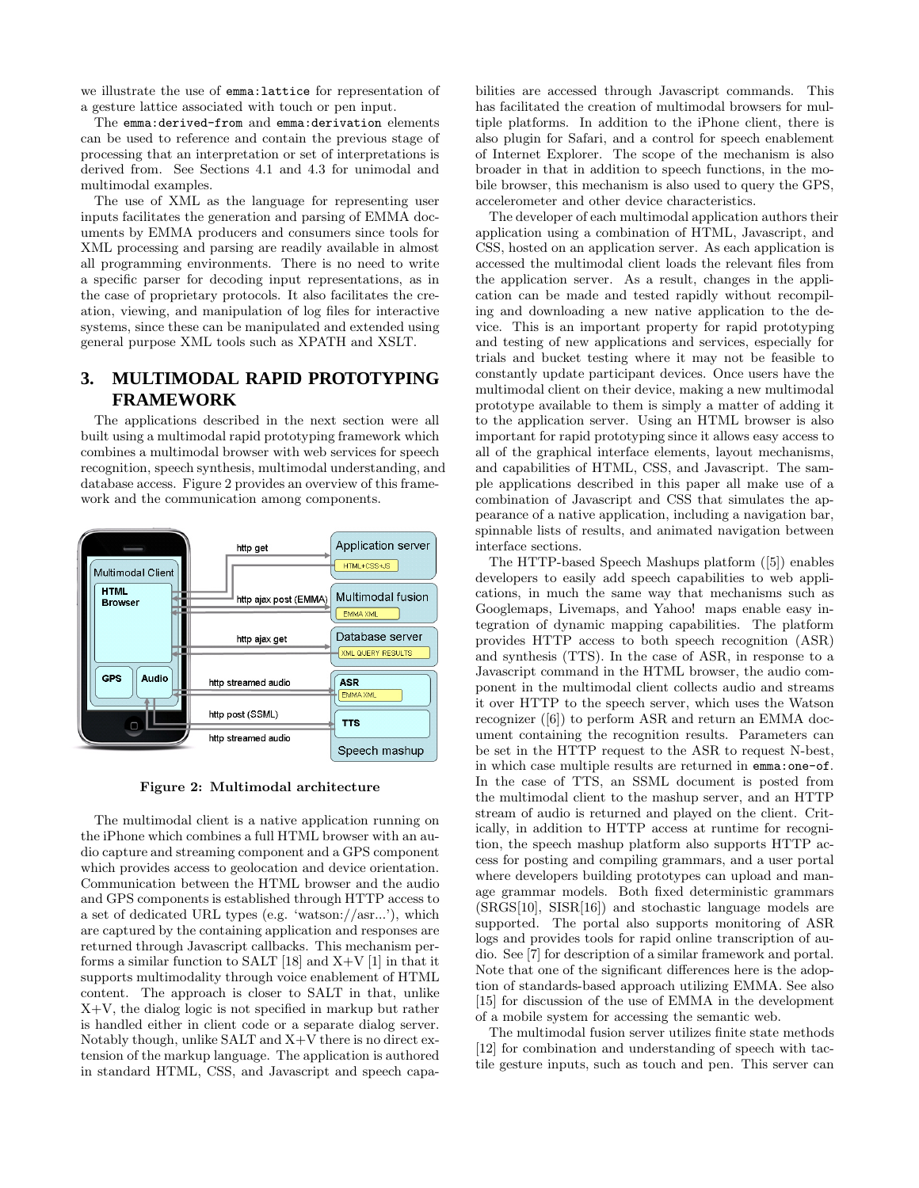we illustrate the use of `emma:lattice` for representation of a gesture lattice associated with touch or pen input.

The `emma:derived-from` and `emma:derivation` elements can be used to reference and contain the previous stage of processing that an interpretation or set of interpretations is derived from. See Sections 4.1 and 4.3 for unimodal and multimodal examples.

The use of XML as the language for representing user inputs facilitates the generation and parsing of EMMA documents by EMMA producers and consumers since tools for XML processing and parsing are readily available in almost all programming environments. There is no need to write a specific parser for decoding input representations, as in the case of proprietary protocols. It also facilitates the creation, viewing, and manipulation of log files for interactive systems, since these can be manipulated and extended using general purpose XML tools such as XPATH and XSLT.

## 3. MULTIMODAL RAPID PROTOTYPING FRAMEWORK

The applications described in the next section were all built using a multimodal rapid prototyping framework which combines a multimodal browser with web services for speech recognition, speech synthesis, multimodal understanding, and database access. Figure 2 provides an overview of this framework and the communication among components.

Multimodal Client
HTML Browser
GPS
Audio
http get
http ajax post (EMMA)
http ajax get
http streamed audio
http post (SSML)
http streamed audio
Application server
HTML+CSS+JS
Multimodal fusion
EMMA XML
Database server
XML QUERY RESULTS
ASR
EMMA XML
TTS
Speech mashup

**Figure 2: Multimodal architecture**

The multimodal client is a native application running on the iPhone which combines a full HTML browser with an audio capture and streaming component and a GPS component which provides access to geolocation and device orientation. Communication between the HTML browser and the audio and GPS components is established through HTTP access to a set of dedicated URL types (e.g. 'watson://asr...'), which are captured by the containing application and responses are returned through Javascript callbacks. This mechanism performs a similar function to SALT [18] and X+V [1] in that it supports multimodality through voice enablement of HTML content. The approach is closer to SALT in that, unlike X+V, the dialog logic is not specified in markup but rather is handled either in client code or a separate dialog server. Notably though, unlike SALT and X+V there is no direct extension of the markup language. The application is authored in standard HTML, CSS, and Javascript and speech capabilities are accessed through Javascript commands. This has facilitated the creation of multimodal browsers for multiple platforms. In addition to the iPhone client, there is also plugin for Safari, and a control for speech enablement of Internet Explorer. The scope of the mechanism is also broader in that in addition to speech functions, in the mobile browser, this mechanism is also used to query the GPS, accelerometer and other device characteristics.

The developer of each multimodal application authors their application using a combination of HTML, Javascript, and CSS, hosted on an application server. As each application is accessed the multimodal client loads the relevant files from the application server. As a result, changes in the application can be made and tested rapidly without recompiling and downloading a new native application to the device. This is an important property for rapid prototyping and testing of new applications and services, especially for trials and bucket testing where it may not be feasible to constantly update participant devices. Once users have the multimodal client on their device, making a new multimodal prototype available to them is simply a matter of adding it to the application server. Using an HTML browser is also important for rapid prototyping since it allows easy access to all of the graphical interface elements, layout mechanisms, and capabilities of HTML, CSS, and Javascript. The sample applications described in this paper all make use of a combination of Javascript and CSS that simulates the appearance of a native application, including a navigation bar, spinnable lists of results, and animated navigation between interface sections.

The HTTP-based Speech Mashups platform ([5]) enables developers to easily add speech capabilities to web applications, in much the same way that mechanisms such as Googlemaps, Livemaps, and Yahoo! maps enable easy integration of dynamic mapping capabilities. The platform provides HTTP access to both speech recognition (ASR) and synthesis (TTS). In the case of ASR, in response to a Javascript command in the HTML browser, the audio component in the multimodal client collects audio and streams it over HTTP to the speech server, which uses the Watson recognizer ([6]) to perform ASR and return an EMMA document containing the recognition results. Parameters can be set in the HTTP request to the ASR to request N-best, in which case multiple results are returned in `emma:one-of`. In the case of TTS, an SSML document is posted from the multimodal client to the mashup server, and an HTTP stream of audio is returned and played on the client. Critically, in addition to HTTP access at runtime for recognition, the speech mashup platform also supports HTTP access for posting and compiling grammars, and a user portal where developers building prototypes can upload and manage grammar models. Both fixed deterministic grammars (SRGS[10], SISR[16]) and stochastic language models are supported. The portal also supports monitoring of ASR logs and provides tools for rapid online transcription of audio. See [7] for description of a similar framework and portal. Note that one of the significant differences here is the adoption of standards-based approach utilizing EMMA. See also [15] for discussion of the use of EMMA in the development of a mobile system for accessing the semantic web.

The multimodal fusion server utilizes finite state methods [12] for combination and understanding of speech with tactile gesture inputs, such as touch and pen. This server can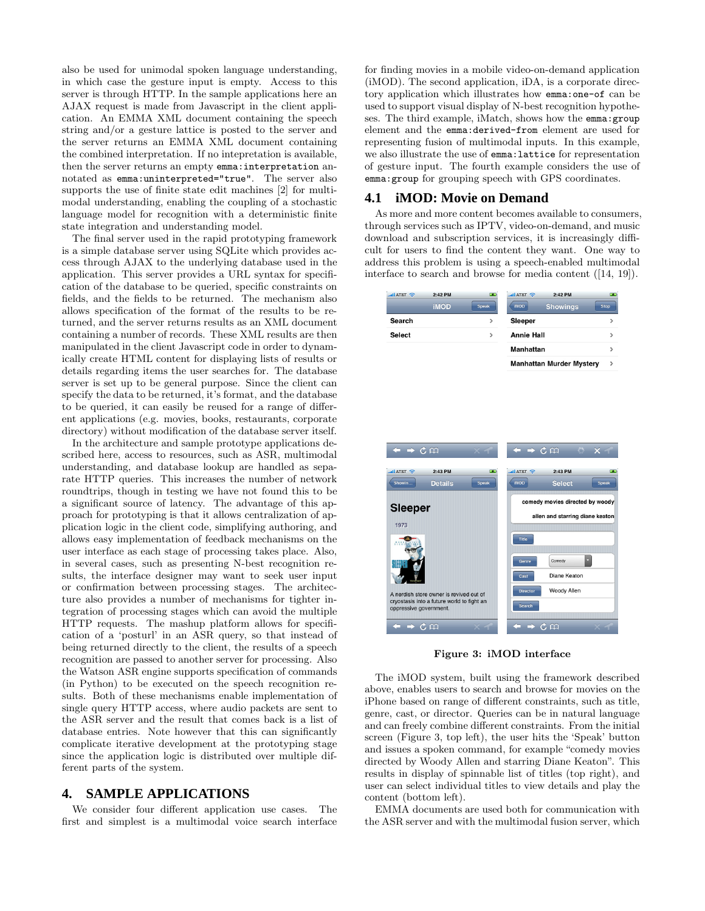also be used for unimodal spoken language understanding, in which case the gesture input is empty. Access to this server is through HTTP. In the sample applications here an AJAX request is made from Javascript in the client application. An EMMA XML document containing the speech string and/or a gesture lattice is posted to the server and the server returns an EMMA XML document containing the combined interpretation. If no intepretation is available, then the server returns an empty `emma:interpretation` annotated as `emma:uninterpreted="true"`. The server also supports the use of finite state edit machines [2] for multimodal understanding, enabling the coupling of a stochastic language model for recognition with a deterministic finite state integration and understanding model.

The final server used in the rapid prototyping framework is a simple database server using SQLite which provides access through AJAX to the underlying database used in the application. This server provides a URL syntax for specification of the database to be queried, specific constraints on fields, and the fields to be returned. The mechanism also allows specification of the format of the results to be returned, and the server returns results as an XML document containing a number of records. These XML results are then manipulated in the client Javascript code in order to dynamically create HTML content for displaying lists of results or details regarding items the user searches for. The database server is set up to be general purpose. Since the client can specify the data to be returned, it's format, and the database to be queried, it can easily be reused for a range of different applications (e.g. movies, books, restaurants, corporate directory) without modification of the database server itself.

In the architecture and sample prototype applications described here, access to resources, such as ASR, multimodal understanding, and database lookup are handled as separate HTTP queries. This increases the number of network roundtrips, though in testing we have not found this to be a significant source of latency. The advantage of this approach for prototyping is that it allows centralization of application logic in the client code, simplifying authoring, and allows easy implementation of feedback mechanisms on the user interface as each stage of processing takes place. Also, in several cases, such as presenting N-best recognition results, the interface designer may want to seek user input or confirmation between processing stages. The architecture also provides a number of mechanisms for tighter integration of processing stages which can avoid the multiple HTTP requests. The mashup platform allows for specification of a 'posturl' in an ASR query, so that instead of being returned directly to the client, the results of a speech recognition are passed to another server for processing. Also the Watson ASR engine supports specification of commands (in Python) to be executed on the speech recognition results. Both of these mechanisms enable implementation of single query HTTP access, where audio packets are sent to the ASR server and the result that comes back is a list of database entries. Note however that this can significantly complicate iterative development at the prototyping stage since the application logic is distributed over multiple different parts of the system.

# 4. SAMPLE APPLICATIONS

We consider four different application use cases. The first and simplest is a multimodal voice search interface for finding movies in a mobile video-on-demand application (iMOD). The second application, iDA, is a corporate directory application which illustrates how `emma:one-of` can be used to support visual display of N-best recognition hypotheses. The third example, iMatch, shows how the `emma:group` element and the `emma:derived-from` element are used for representing fusion of multimodal inputs. In this example, we also illustrate the use of `emma:lattice` for representation of gesture input. The fourth example considers the use of `emma:group` for grouping speech with GPS coordinates.

## 4.1 iMOD: Movie on Demand

As more and more content becomes available to consumers, through services such as IPTV, video-on-demand, and music download and subscription services, it is increasingly difficult for users to find the content they want. One way to address this problem is using a speech-enabled multimodal interface to search and browse for media content ([14, 19]).

Figure 3: iMOD interface

The iMOD system, built using the framework described above, enables users to search and browse for movies on the iPhone based on range of different constraints, such as title, genre, cast, or director. Queries can be in natural language and can freely combine different constraints. From the initial screen (Figure 3, top left), the user hits the 'Speak' button and issues a spoken command, for example "comedy movies directed by Woody Allen and starring Diane Keaton". This results in display of spinnable list of titles (top right), and user can select individual titles to view details and play the content (bottom left).

EMMA documents are used both for communication with the ASR server and with the multimodal fusion server, which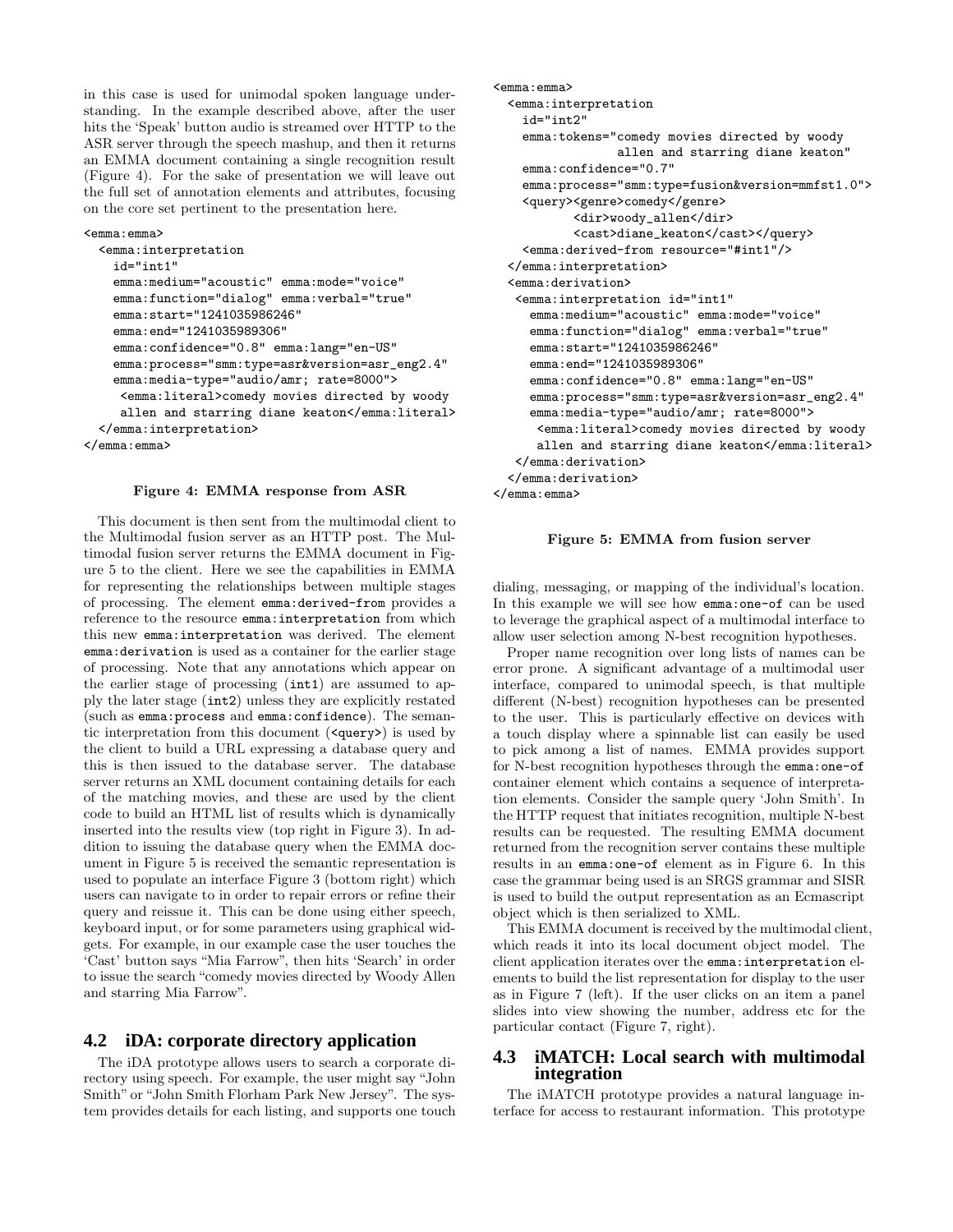in this case is used for unimodal spoken language understanding. In the example described above, after the user hits the 'Speak' button audio is streamed over HTTP to the ASR server through the speech mashup, and then it returns an EMMA document containing a single recognition result (Figure 4). For the sake of presentation we will leave out the full set of annotation elements and attributes, focusing on the core set pertinent to the presentation here.

```
<emma:emma>
  <emma:interpretation
    id="int1"
    emma:medium="acoustic" emma:mode="voice"
    emma:function="dialog" emma:verbal="true"
    emma:start="1241035986246"
    emma:end="1241035989306"
    emma:confidence="0.8" emma:lang="en-US"
    emma:process="smm:type=asr&version=asr_eng2.4"
    emma:media-type="audio/amr; rate=8000">
     <emma:literal>comedy movies directed by woody
     allen and starring diane keaton</emma:literal>
  </emma:interpretation>
</emma:emma>
```

**Figure 4: EMMA response from ASR**

This document is then sent from the multimodal client to the Multimodal fusion server as an HTTP post. The Multimodal fusion server returns the EMMA document in Figure 5 to the client. Here we see the capabilities in EMMA for representing the relationships between multiple stages of processing. The element `emma:derived-from` provides a reference to the resource `emma:interpretation` from which this new `emma:interpretation` was derived. The element `emma:derivation` is used as a container for the earlier stage of processing. Note that any annotations which appear on the earlier stage of processing (`int1`) are assumed to apply the later stage (`int2`) unless they are explicitly restated (such as `emma:process` and `emma:confidence`). The semantic interpretation from this document (`<query>`) is used by the client to build a URL expressing a database query and this is then issued to the database server. The database server returns an XML document containing details for each of the matching movies, and these are used by the client code to build an HTML list of results which is dynamically inserted into the results view (top right in Figure 3). In addition to issuing the database query when the EMMA document in Figure 5 is received the semantic representation is used to populate an interface Figure 3 (bottom right) which users can navigate to in order to repair errors or refine their query and reissue it. This can be done using either speech, keyboard input, or for some parameters using graphical widgets. For example, in our example case the user touches the 'Cast' button says "Mia Farrow", then hits 'Search' in order to issue the search "comedy movies directed by Woody Allen and starring Mia Farrow".

```
<emma:emma>
  <emma:interpretation
    id="int2"
    emma:tokens="comedy movies directed by woody
                 allen and starring diane keaton"
    emma:confidence="0.7"
    emma:process="smm:type=fusion&version=mmfst1.0">
    <query><genre>comedy</genre>
           <dir>woody_allen</dir>
           <cast>diane_keaton</cast></query>
    <emma:derived-from resource="#int1"/>
  </emma:interpretation>
  <emma:derivation>
   <emma:interpretation id="int1"
     emma:medium="acoustic" emma:mode="voice"
     emma:function="dialog" emma:verbal="true"
     emma:start="1241035986246"
     emma:end="1241035989306"
     emma:confidence="0.8" emma:lang="en-US"
     emma:process="smm:type=asr&version=asr_eng2.4"
     emma:media-type="audio/amr; rate=8000">
      <emma:literal>comedy movies directed by woody
      allen and starring diane keaton</emma:literal>
   </emma:derivation>
  </emma:derivation>
</emma:emma>
```

**Figure 5: EMMA from fusion server**

## 4.2 iDA: corporate directory application

The iDA prototype allows users to search a corporate directory using speech. For example, the user might say "John Smith" or "John Smith Florham Park New Jersey". The system provides details for each listing, and supports one touch dialing, messaging, or mapping of the individual's location. In this example we will see how `emma:one-of` can be used to leverage the graphical aspect of a multimodal interface to allow user selection among N-best recognition hypotheses.

Proper name recognition over long lists of names can be error prone. A significant advantage of a multimodal user interface, compared to unimodal speech, is that multiple different (N-best) recognition hypotheses can be presented to the user. This is particularly effective on devices with a touch display where a spinnable list can easily be used to pick among a list of names. EMMA provides support for N-best recognition hypotheses through the `emma:one-of` container element which contains a sequence of interpretation elements. Consider the sample query 'John Smith'. In the HTTP request that initiates recognition, multiple N-best results can be requested. The resulting EMMA document returned from the recognition server contains these multiple results in an `emma:one-of` element as in Figure 6. In this case the grammar being used is an SRGS grammar and SISR is used to build the output representation as an Ecmascript object which is then serialized to XML.

This EMMA document is received by the multimodal client, which reads it into its local document object model. The client application iterates over the `emma:interpretation` elements to build the list representation for display to the user as in Figure 7 (left). If the user clicks on an item a panel slides into view showing the number, address etc for the particular contact (Figure 7, right).

## 4.3 iMATCH: Local search with multimodal integration

The iMATCH prototype provides a natural language interface for access to restaurant information. This prototype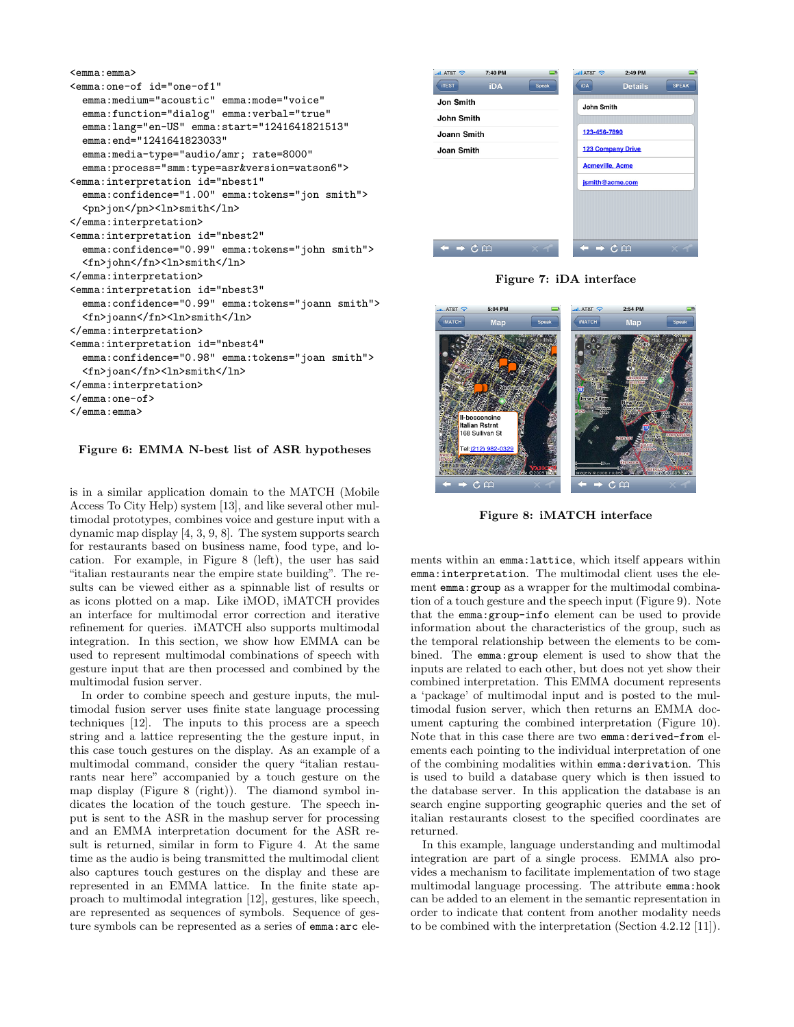```
<emma:emma>
<emma:one-of id="one-of1"
  emma:medium="acoustic" emma:mode="voice"
  emma:function="dialog" emma:verbal="true"
  emma:lang="en-US" emma:start="1241641821513"
  emma:end="1241641823033"
  emma:media-type="audio/amr; rate=8000"
  emma:process="smm:type=asr&version=watson6">
<emma:interpretation id="nbest1"
  emma:confidence="1.00" emma:tokens="jon smith">
  <pn>jon</pn><ln>smith</ln>
</emma:interpretation>
<emma:interpretation id="nbest2"
  emma:confidence="0.99" emma:tokens="john smith">
  <fn>john</fn><ln>smith</ln>
</emma:interpretation>
<emma:interpretation id="nbest3"
  emma:confidence="0.99" emma:tokens="joann smith">
  <fn>joann</fn><ln>smith</ln>
</emma:interpretation>
<emma:interpretation id="nbest4"
  emma:confidence="0.98" emma:tokens="joan smith">
  <fn>joan</fn><ln>smith</ln>
</emma:interpretation>
</emma:one-of>
</emma:emma>
```

**Figure 6: EMMA N-best list of ASR hypotheses**

**Figure 7: iDA interface**

**Figure 8: iMATCH interface**

is in a similar application domain to the MATCH (Mobile Access To City Help) system [13], and like several other multimodal prototypes, combines voice and gesture input with a dynamic map display [4, 3, 9, 8]. The system supports search for restaurants based on business name, food type, and location. For example, in Figure 8 (left), the user has said "italian restaurants near the empire state building". The results can be viewed either as a spinnable list of results or as icons plotted on a map. Like iMOD, iMATCH provides an interface for multimodal error correction and iterative refinement for queries. iMATCH also supports multimodal integration. In this section, we show how EMMA can be used to represent multimodal combinations of speech and gesture input that are then processed and combined by the multimodal fusion server.

In order to combine speech and gesture inputs, the multimodal fusion server uses finite state language processing techniques [12]. The inputs to this process are a speech string and a lattice representing the the gesture input, in this case touch gestures on the display. As an example of a multimodal command, consider the query "italian restaurants near here" accompanied by a touch gesture on the map display (Figure 8 (right)). The diamond symbol indicates the location of the touch gesture. The speech input is sent to the ASR in the mashup server for processing and an EMMA interpretation document for the ASR result is returned, similar in form to Figure 4. At the same time as the audio is being transmitted the multimodal client also captures touch gestures on the display and these are represented in an EMMA lattice. In the finite state approach to multimodal integration [12], gestures, like speech, are represented as sequences of symbols. Sequence of gesture symbols can be represented as a series of `emma:arc` elements within an `emma:lattice`, which itself appears within `emma:interpretation`. The multimodal client uses the element `emma:group` as a wrapper for the multimodal combination of a touch gesture and the speech input (Figure 9). Note that the `emma:group-info` element can be used to provide information about the characteristics of the group, such as the temporal relationship between the elements to be combined. The `emma:group` element is used to show that the inputs are related to each other, but does not yet show their combined interpretation. This EMMA document represents a 'package' of multimodal input and is posted to the multimodal fusion server, which then returns an EMMA document capturing the combined interpretation (Figure 10). Note that in this case there are two `emma:derived-from` elements each pointing to the individual interpretation of one of the combining modalities within `emma:derivation`. This is used to build a database query which is then issued to the database server. In this application the database is an search engine supporting geographic queries and the set of italian restaurants closest to the specified coordinates are returned.

In this example, language understanding and multimodal integration are part of a single process. EMMA also provides a mechanism to facilitate implementation of two stage multimodal language processing. The attribute `emma:hook` can be added to an element in the semantic representation in order to indicate that content from another modality needs to be combined with the interpretation (Section 4.2.12 [11]).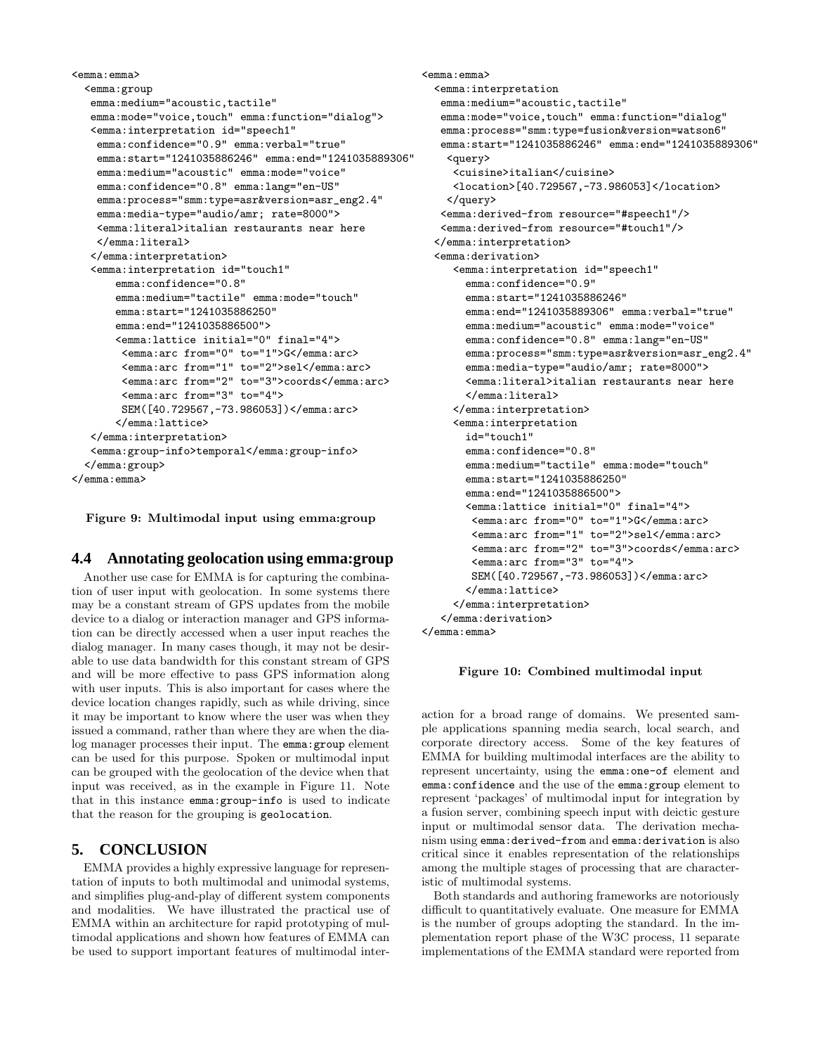```
<emma:emma>
  <emma:group
   emma:medium="acoustic,tactile"
   emma:mode="voice,touch" emma:function="dialog">
   <emma:interpretation id="speech1"
    emma:confidence="0.9" emma:verbal="true"
    emma:start="1241035886246" emma:end="1241035889306"
    emma:medium="acoustic" emma:mode="voice"
    emma:confidence="0.8" emma:lang="en-US"
    emma:process="smm:type=asr&version=asr_eng2.4"
    emma:media-type="audio/amr; rate=8000">
    <emma:literal>italian restaurants near here
    </emma:literal>
   </emma:interpretation>
   <emma:interpretation id="touch1"
       emma:confidence="0.8"
       emma:medium="tactile" emma:mode="touch"
       emma:start="1241035886250"
       emma:end="1241035886500">
       <emma:lattice initial="0" final="4">
        <emma:arc from="0" to="1">G</emma:arc>
        <emma:arc from="1" to="2">sel</emma:arc>
        <emma:arc from="2" to="3">coords</emma:arc>
        <emma:arc from="3" to="4">
        SEM([40.729567,-73.986053])</emma:arc>
       </emma:lattice>
   </emma:interpretation>
   <emma:group-info>temporal</emma:group-info>
  </emma:group>
</emma:emma>
```

**Figure 9: Multimodal input using emma:group**

### 4.4 Annotating geolocation using emma:group

Another use case for EMMA is for capturing the combination of user input with geolocation. In some systems there may be a constant stream of GPS updates from the mobile device to a dialog or interaction manager and GPS information can be directly accessed when a user input reaches the dialog manager. In many cases though, it may not be desirable to use data bandwidth for this constant stream of GPS and will be more effective to pass GPS information along with user inputs. This is also important for cases where the device location changes rapidly, such as while driving, since it may be important to know where the user was when they issued a command, rather than where they are when the dialog manager processes their input. The `emma:group` element can be used for this purpose. Spoken or multimodal input can be grouped with the geolocation of the device when that input was received, as in the example in Figure 11. Note that in this instance `emma:group-info` is used to indicate that the reason for the grouping is `geolocation`.

## 5. CONCLUSION

EMMA provides a highly expressive language for representation of inputs to both multimodal and unimodal systems, and simplifies plug-and-play of different system components and modalities. We have illustrated the practical use of EMMA within an architecture for rapid prototyping of multimodal applications and shown how features of EMMA can be used to support important features of multimodal interaction for a broad range of domains. We presented sample applications spanning media search, local search, and corporate directory access. Some of the key features of EMMA for building multimodal interfaces are the ability to represent uncertainty, using the `emma:one-of` element and `emma:confidence` and the use of the `emma:group` element to represent 'packages' of multimodal input for integration by a fusion server, combining speech input with deictic gesture input or multimodal sensor data. The derivation mechanism using `emma:derived-from` and `emma:derivation` is also critical since it enables representation of the relationships among the multiple stages of processing that are characteristic of multimodal systems.

Both standards and authoring frameworks are notoriously difficult to quantitatively evaluate. One measure for EMMA is the number of groups adopting the standard. In the implementation report phase of the W3C process, 11 separate implementations of the EMMA standard were reported from

```
<emma:emma>
  <emma:interpretation
   emma:medium="acoustic,tactile"
   emma:mode="voice,touch" emma:function="dialog"
   emma:process="smm:type=fusion&version=watson6"
   emma:start="1241035886246" emma:end="1241035889306"
    <query>
     <cuisine>italian</cuisine>
     <location>[40.729567,-73.986053]</location>
    </query>
   <emma:derived-from resource="#speech1"/>
   <emma:derived-from resource="#touch1"/>
  </emma:interpretation>
  <emma:derivation>
     <emma:interpretation id="speech1"
       emma:confidence="0.9"
       emma:start="1241035886246"
       emma:end="1241035889306" emma:verbal="true"
       emma:medium="acoustic" emma:mode="voice"
       emma:confidence="0.8" emma:lang="en-US"
       emma:process="smm:type=asr&version=asr_eng2.4"
       emma:media-type="audio/amr; rate=8000">
       <emma:literal>italian restaurants near here
       </emma:literal>
     </emma:interpretation>
     <emma:interpretation
       id="touch1"
       emma:confidence="0.8"
       emma:medium="tactile" emma:mode="touch"
       emma:start="1241035886250"
       emma:end="1241035886500">
       <emma:lattice initial="0" final="4">
        <emma:arc from="0" to="1">G</emma:arc>
        <emma:arc from="1" to="2">sel</emma:arc>
        <emma:arc from="2" to="3">coords</emma:arc>
        <emma:arc from="3" to="4">
        SEM([40.729567,-73.986053])</emma:arc>
       </emma:lattice>
     </emma:interpretation>
   </emma:derivation>
</emma:emma>
```

**Figure 10: Combined multimodal input**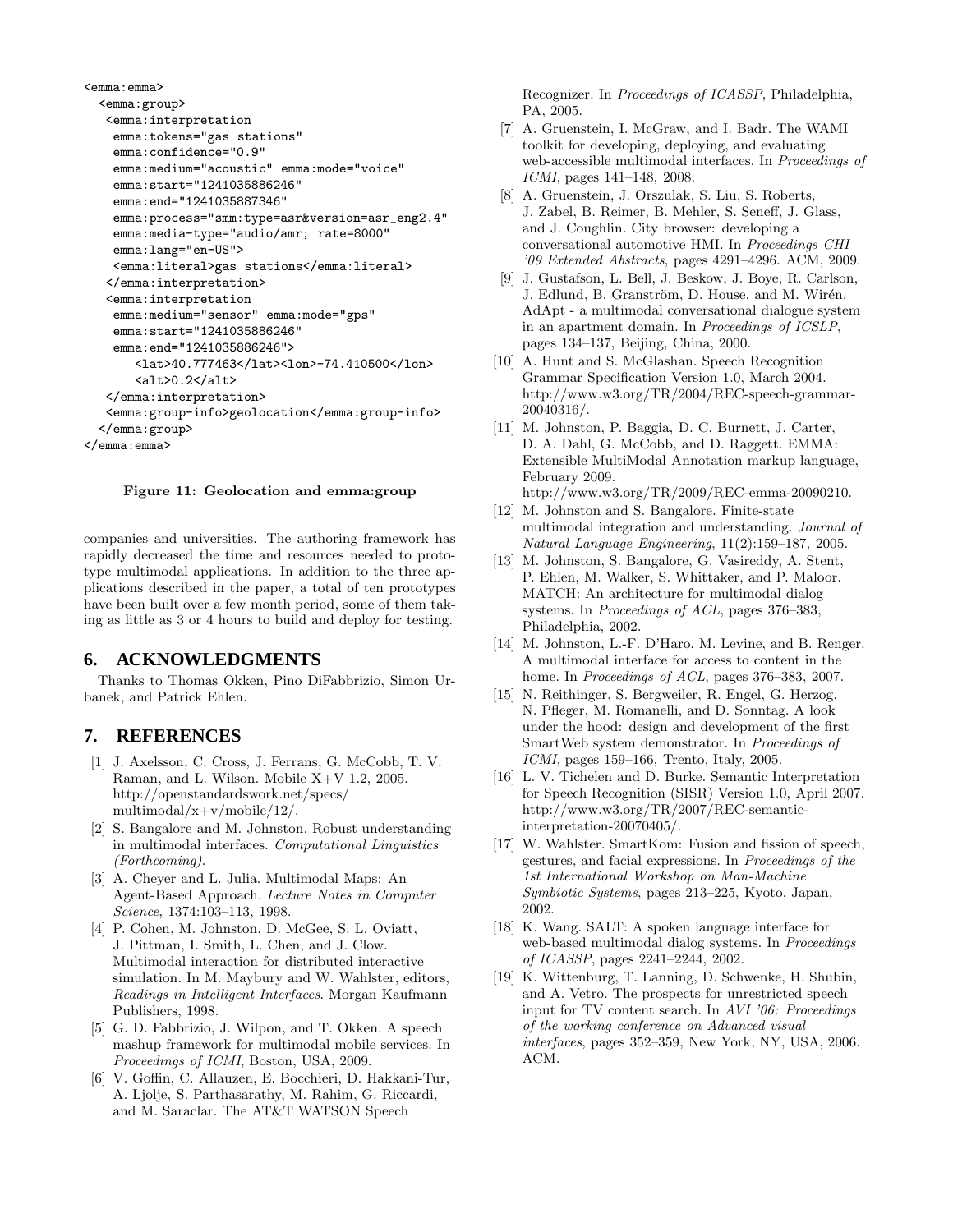```
<emma:emma>
  <emma:group>
   <emma:interpretation
    emma:tokens="gas stations"
    emma:confidence="0.9"
    emma:medium="acoustic" emma:mode="voice"
    emma:start="1241035886246"
    emma:end="1241035887346"
    emma:process="smm:type=asr&version=asr_eng2.4"
    emma:media-type="audio/amr; rate=8000"
    emma:lang="en-US">
    <emma:literal>gas stations</emma:literal>
   </emma:interpretation>
   <emma:interpretation
    emma:medium="sensor" emma:mode="gps"
    emma:start="1241035886246"
    emma:end="1241035886246">
       <lat>40.777463</lat><lon>-74.410500</lon>
       <alt>0.2</alt>
   </emma:interpretation>
   <emma:group-info>geolocation</emma:group-info>
  </emma:group>
</emma:emma>
```

**Figure 11: Geolocation and emma:group**

companies and universities. The authoring framework has rapidly decreased the time and resources needed to prototype multimodal applications. In addition to the three applications described in the paper, a total of ten prototypes have been built over a few month period, some of them taking as little as 3 or 4 hours to build and deploy for testing.

## 6. ACKNOWLEDGMENTS

Thanks to Thomas Okken, Pino DiFabbrizio, Simon Urbanek, and Patrick Ehlen.

## 7. REFERENCES

[1] J. Axelsson, C. Cross, J. Ferrans, G. McCobb, T. V. Raman, and L. Wilson. Mobile X+V 1.2, 2005. http://openstandardswork.net/specs/multimodal/x+v/mobile/12/.

[2] S. Bangalore and M. Johnston. Robust understanding in multimodal interfaces. *Computational Linguistics (Forthcoming)*.

[3] A. Cheyer and L. Julia. Multimodal Maps: An Agent-Based Approach. *Lecture Notes in Computer Science*, 1374:103–113, 1998.

[4] P. Cohen, M. Johnston, D. McGee, S. L. Oviatt, J. Pittman, I. Smith, L. Chen, and J. Clow. Multimodal interaction for distributed interactive simulation. In M. Maybury and W. Wahlster, editors, *Readings in Intelligent Interfaces*. Morgan Kaufmann Publishers, 1998.

[5] G. D. Fabbrizio, J. Wilpon, and T. Okken. A speech mashup framework for multimodal mobile services. In *Proceedings of ICMI*, Boston, USA, 2009.

[6] V. Goffin, C. Allauzen, E. Bocchieri, D. Hakkani-Tur, A. Ljolje, S. Parthasarathy, M. Rahim, G. Riccardi, and M. Saraclar. The AT&T WATSON Speech Recognizer. In *Proceedings of ICASSP*, Philadelphia, PA, 2005.

[7] A. Gruenstein, I. McGraw, and I. Badr. The WAMI toolkit for developing, deploying, and evaluating web-accessible multimodal interfaces. In *Proceedings of ICMI*, pages 141–148, 2008.

[8] A. Gruenstein, J. Orszulak, S. Liu, S. Roberts, J. Zabel, B. Reimer, B. Mehler, S. Seneff, J. Glass, and J. Coughlin. City browser: developing a conversational automotive HMI. In *Proceedings CHI '09 Extended Abstracts*, pages 4291–4296. ACM, 2009.

[9] J. Gustafson, L. Bell, J. Beskow, J. Boye, R. Carlson, J. Edlund, B. Granström, D. House, and M. Wirén. AdApt - a multimodal conversational dialogue system in an apartment domain. In *Proceedings of ICSLP*, pages 134–137, Beijing, China, 2000.

[10] A. Hunt and S. McGlashan. Speech Recognition Grammar Specification Version 1.0, March 2004. http://www.w3.org/TR/2004/REC-speech-grammar-20040316/.

[11] M. Johnston, P. Baggia, D. C. Burnett, J. Carter, D. A. Dahl, G. McCobb, and D. Raggett. EMMA: Extensible MultiModal Annotation markup language, February 2009. http://www.w3.org/TR/2009/REC-emma-20090210.

[12] M. Johnston and S. Bangalore. Finite-state multimodal integration and understanding. *Journal of Natural Language Engineering*, 11(2):159–187, 2005.

[13] M. Johnston, S. Bangalore, G. Vasireddy, A. Stent, P. Ehlen, M. Walker, S. Whittaker, and P. Maloor. MATCH: An architecture for multimodal dialog systems. In *Proceedings of ACL*, pages 376–383, Philadelphia, 2002.

[14] M. Johnston, L.-F. D'Haro, M. Levine, and B. Renger. A multimodal interface for access to content in the home. In *Proceedings of ACL*, pages 376–383, 2007.

[15] N. Reithinger, S. Bergweiler, R. Engel, G. Herzog, N. Pfleger, M. Romanelli, and D. Sonntag. A look under the hood: design and development of the first SmartWeb system demonstrator. In *Proceedings of ICMI*, pages 159–166, Trento, Italy, 2005.

[16] L. V. Tichelen and D. Burke. Semantic Interpretation for Speech Recognition (SISR) Version 1.0, April 2007. http://www.w3.org/TR/2007/REC-semantic-interpretation-20070405/.

[17] W. Wahlster. SmartKom: Fusion and fission of speech, gestures, and facial expressions. In *Proceedings of the 1st International Workshop on Man-Machine Symbiotic Systems*, pages 213–225, Kyoto, Japan, 2002.

[18] K. Wang. SALT: A spoken language interface for web-based multimodal dialog systems. In *Proceedings of ICASSP*, pages 2241–2244, 2002.

[19] K. Wittenburg, T. Lanning, D. Schwenke, H. Shubin, and A. Vetro. The prospects for unrestricted speech input for TV content search. In *AVI '06: Proceedings of the working conference on Advanced visual interfaces*, pages 352–359, New York, NY, USA, 2006. ACM.